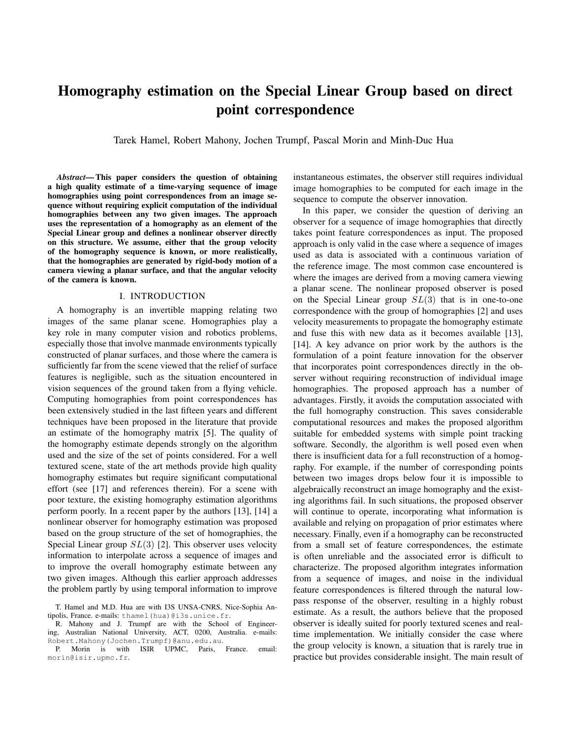# Homography estimation on the Special Linear Group based on direct point correspondence

Tarek Hamel, Robert Mahony, Jochen Trumpf, Pascal Morin and Minh-Duc Hua

***Abstract*— This paper considers the question of obtaining a high quality estimate of a time-varying sequence of image homographies using point correspondences from an image sequence without requiring explicit computation of the individual homographies between any two given images. The approach uses the representation of a homography as an element of the Special Linear group and defines a nonlinear observer directly on this structure. We assume, either that the group velocity of the homography sequence is known, or more realistically, that the homographies are generated by rigid-body motion of a camera viewing a planar surface, and that the angular velocity of the camera is known.**

## I. INTRODUCTION

A homography is an invertible mapping relating two images of the same planar scene. Homographies play a key role in many computer vision and robotics problems, especially those that involve manmade environments typically constructed of planar surfaces, and those where the camera is sufficiently far from the scene viewed that the relief of surface features is negligible, such as the situation encountered in vision sequences of the ground taken from a flying vehicle. Computing homographies from point correspondences has been extensively studied in the last fifteen years and different techniques have been proposed in the literature that provide an estimate of the homography matrix [5]. The quality of the homography estimate depends strongly on the algorithm used and the size of the set of points considered. For a well textured scene, state of the art methods provide high quality homography estimates but require significant computational effort (see [17] and references therein). For a scene with poor texture, the existing homography estimation algorithms perform poorly. In a recent paper by the authors [13], [14] a nonlinear observer for homography estimation was proposed based on the group structure of the set of homographies, the Special Linear group $SL(3)$ [2]. This observer uses velocity information to interpolate across a sequence of images and to improve the overall homography estimate between any two given images. Although this earlier approach addresses the problem partly by using temporal information to improve instantaneous estimates, the observer still requires individual image homographies to be computed for each image in the sequence to compute the observer innovation.

In this paper, we consider the question of deriving an observer for a sequence of image homographies that directly takes point feature correspondences as input. The proposed approach is only valid in the case where a sequence of images used as data is associated with a continuous variation of the reference image. The most common case encountered is where the images are derived from a moving camera viewing a planar scene. The nonlinear proposed observer is posed on the Special Linear group $SL(3)$ that is in one-to-one correspondence with the group of homographies [2] and uses velocity measurements to propagate the homography estimate and fuse this with new data as it becomes available [13], [14]. A key advance on prior work by the authors is the formulation of a point feature innovation for the observer that incorporates point correspondences directly in the observer without requiring reconstruction of individual image homographies. The proposed approach has a number of advantages. Firstly, it avoids the computation associated with the full homography construction. This saves considerable computational resources and makes the proposed algorithm suitable for embedded systems with simple point tracking software. Secondly, the algorithm is well posed even when there is insufficient data for a full reconstruction of a homography. For example, if the number of corresponding points between two images drops below four it is impossible to algebraically reconstruct an image homography and the existing algorithms fail. In such situations, the proposed observer will continue to operate, incorporating what information is available and relying on propagation of prior estimates where necessary. Finally, even if a homography can be reconstructed from a small set of feature correspondences, the estimate is often unreliable and the associated error is difficult to characterize. The proposed algorithm integrates information from a sequence of images, and noise in the individual feature correspondences is filtered through the natural low-pass response of the observer, resulting in a highly robust estimate. As a result, the authors believe that the proposed observer is ideally suited for poorly textured scenes and real-time implementation. We initially consider the case where the group velocity is known, a situation that is rarely true in practice but provides considerable insight. The main result of

T. Hamel and M.D. Hua are with I3S UNSA-CNRS, Nice-Sophia Antipolis, France. e-mails: thamel(hua)@i3s.unice.fr.

R. Mahony and J. Trumpf are with the School of Engineering, Australian National University, ACT, 0200, Australia. e-mails: Robert.Mahony(Jochen.Trumpf)@anu.edu.au.

P. Morin is with ISIR UPMC, Paris, France. email: morin@isir.upmc.fr.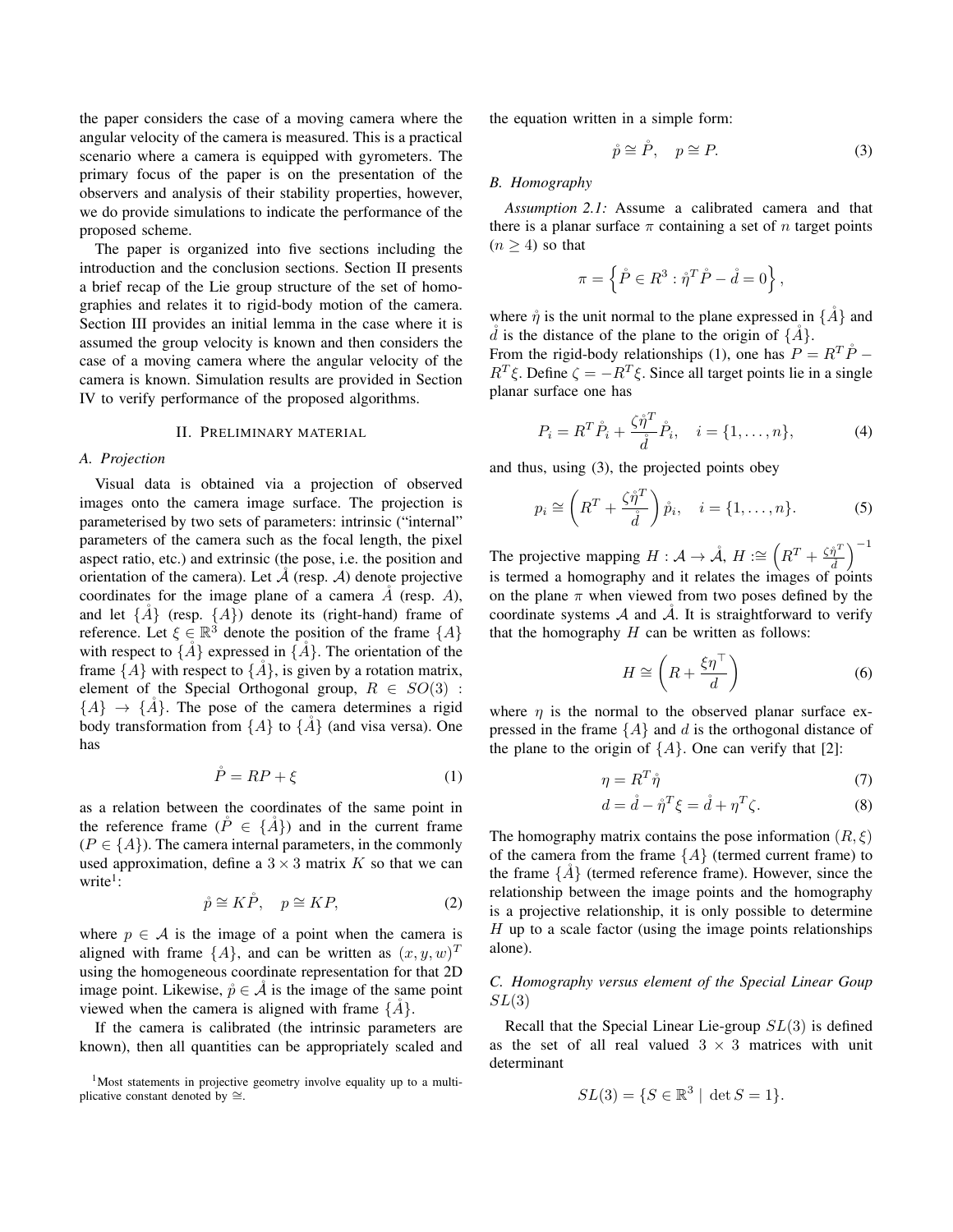the paper considers the case of a moving camera where the angular velocity of the camera is measured. This is a practical scenario where a camera is equipped with gyrometers. The primary focus of the paper is on the presentation of the observers and analysis of their stability properties, however, we do provide simulations to indicate the performance of the proposed scheme.

The paper is organized into five sections including the introduction and the conclusion sections. Section II presents a brief recap of the Lie group structure of the set of homographies and relates it to rigid-body motion of the camera. Section III provides an initial lemma in the case where it is assumed the group velocity is known and then considers the case of a moving camera where the angular velocity of the camera is known. Simulation results are provided in Section IV to verify performance of the proposed algorithms.

## II. Preliminary material

### A. Projection

Visual data is obtained via a projection of observed images onto the camera image surface. The projection is parameterised by two sets of parameters: intrinsic ("internal" parameters of the camera such as the focal length, the pixel aspect ratio, etc.) and extrinsic (the pose, i.e. the position and orientation of the camera). Let $\mathring{\mathcal{A}}$ (resp. $\mathcal{A}$) denote projective coordinates for the image plane of a camera $\mathring{A}$ (resp. $A$), and let $\{\mathring{A}\}$ (resp. $\{A\}$) denote its (right-hand) frame of reference. Let $\xi \in \mathbb{R}^3$ denote the position of the frame $\{A\}$ with respect to $\{\mathring{A}\}$ expressed in $\{\mathring{A}\}$. The orientation of the frame $\{A\}$ with respect to $\{\mathring{A}\}$, is given by a rotation matrix, element of the Special Orthogonal group, $R \in SO(3)$ : $\{A\} \to \{\mathring{A}\}$. The pose of the camera determines a rigid body transformation from $\{A\}$ to $\{\mathring{A}\}$ (and visa versa). One has

$$\mathring{P} = RP + \xi \tag{1}$$

as a relation between the coordinates of the same point in the reference frame ($\mathring{P} \in \{\mathring{A}\}$) and in the current frame ($P \in \{A\}$). The camera internal parameters, in the commonly used approximation, define a $3 \times 3$ matrix $K$ so that we can write[1]:

$$\mathring{p} \cong K\mathring{P}, \quad p \cong KP, \tag{2}$$

where $p \in \mathcal{A}$ is the image of a point when the camera is aligned with frame $\{A\}$, and can be written as $(x, y, w)^T$ using the homogeneous coordinate representation for that 2D image point. Likewise, $\mathring{p} \in \mathring{\mathcal{A}}$ is the image of the same point viewed when the camera is aligned with frame $\{\mathring{A}\}$.

If the camera is calibrated (the intrinsic parameters are known), then all quantities can be appropriately scaled and the equation written in a simple form:

$$\mathring{p} \cong \mathring{P}, \quad p \cong P. \tag{3}$$

[1] Most statements in projective geometry involve equality up to a multiplicative constant denoted by $\cong$.

### B. Homography

*Assumption 2.1:* Assume a calibrated camera and that there is a planar surface $\pi$ containing a set of $n$ target points ($n \geq 4$) so that

$$\pi = \left\{ \mathring{P} \in R^3 : \mathring{\eta}^T \mathring{P} - \mathring{d} = 0 \right\},$$

where $\mathring{\eta}$ is the unit normal to the plane expressed in $\{\mathring{A}\}$ and $\mathring{d}$ is the distance of the plane to the origin of $\{\mathring{A}\}$.

From the rigid-body relationships (1), one has $P = R^T\mathring{P} - R^T\xi$. Define $\zeta = -R^T\xi$. Since all target points lie in a single planar surface one has

$$P_i = R^T\mathring{P}_i + \frac{\zeta\mathring{\eta}^T}{\mathring{d}}\mathring{P}_i, \quad i = \{1, \ldots, n\}, \tag{4}$$

and thus, using (3), the projected points obey

$$p_i \cong \left( R^T + \frac{\zeta\mathring{\eta}^T}{\mathring{d}} \right) \mathring{p}_i, \quad i = \{1, \ldots, n\}. \tag{5}$$

The projective mapping $H : \mathcal{A} \to \mathring{\mathcal{A}}$, $H :\cong \left( R^T + \frac{\zeta\mathring{\eta}^T}{\mathring{d}} \right)^{-1}$ is termed a homography and it relates the images of points on the plane $\pi$ when viewed from two poses defined by the coordinate systems $\mathcal{A}$ and $\mathring{\mathcal{A}}$. It is straightforward to verify that the homography $H$ can be written as follows:

$$H \cong \left( R + \frac{\xi\eta^\top}{d} \right) \tag{6}$$

where $\eta$ is the normal to the observed planar surface expressed in the frame $\{A\}$ and $d$ is the orthogonal distance of the plane to the origin of $\{A\}$. One can verify that [2]:

$$\eta = R^T\mathring{\eta} \tag{7}$$

$$d = \mathring{d} - \mathring{\eta}^T\xi = \mathring{d} + \eta^T\zeta. \tag{8}$$

The homography matrix contains the pose information $(R, \xi)$ of the camera from the frame $\{A\}$ (termed current frame) to the frame $\{\mathring{A}\}$ (termed reference frame). However, since the relationship between the image points and the homography is a projective relationship, it is only possible to determine $H$ up to a scale factor (using the image points relationships alone).

### C. Homography versus element of the Special Linear Goup $SL(3)$

Recall that the Special Linear Lie-group $SL(3)$ is defined as the set of all real valued $3 \times 3$ matrices with unit determinant

$$SL(3) = \{S \in \mathbb{R}^3 \mid \det S = 1\}.$$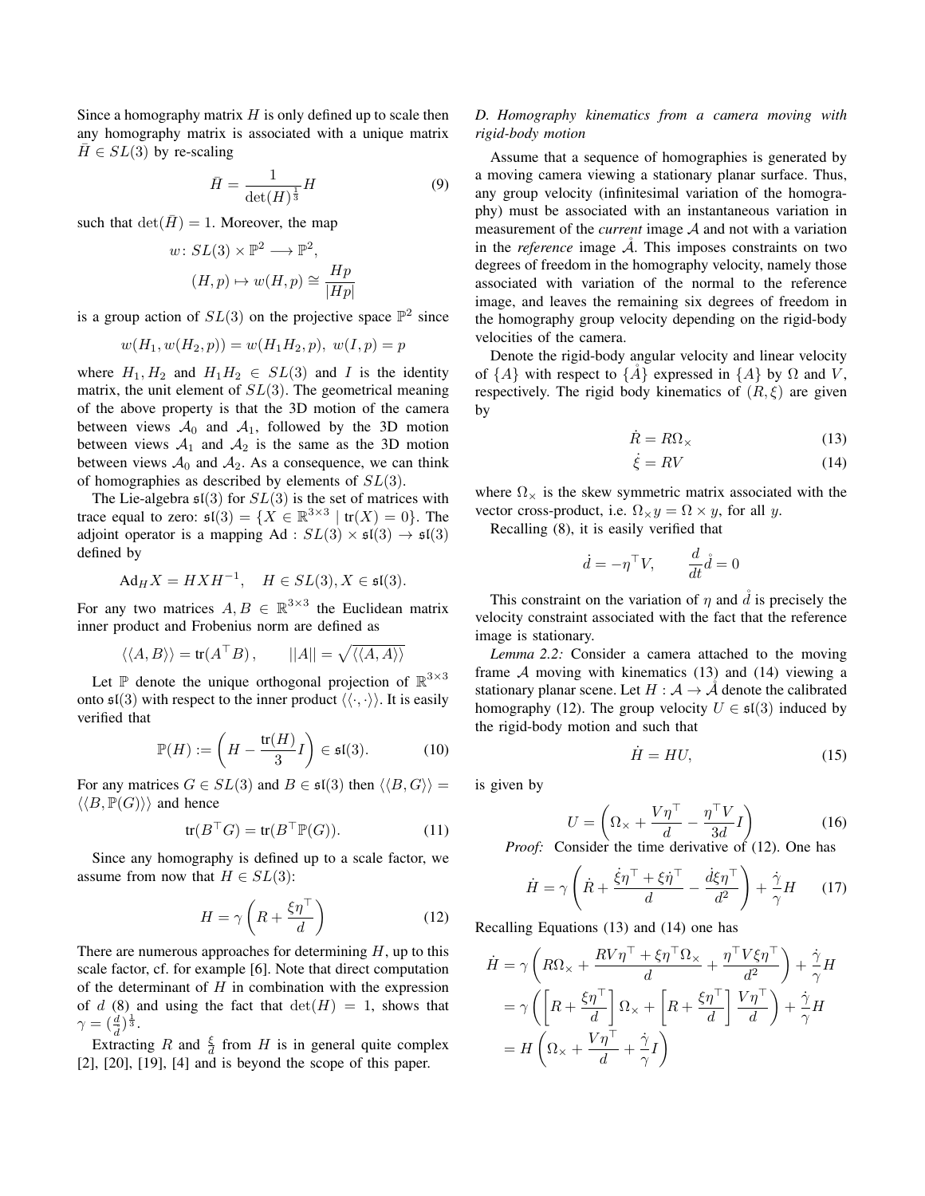Since a homography matrix $H$ is only defined up to scale then any homography matrix is associated with a unique matrix $\bar{H} \in SL(3)$ by re-scaling

$$\bar{H} = \frac{1}{\det(H)^{\frac{1}{3}}} H \tag{9}$$

such that $\det(\bar{H}) = 1$. Moreover, the map

$$w \colon SL(3) \times \mathbb{P}^2 \longrightarrow \mathbb{P}^2,$$
$$(H, p) \mapsto w(H, p) \cong \frac{Hp}{|Hp|}$$

is a group action of $SL(3)$ on the projective space $\mathbb{P}^2$ since

$$w(H_1, w(H_2, p)) = w(H_1 H_2, p), \; w(I, p) = p$$

where $H_1, H_2$ and $H_1 H_2 \in SL(3)$ and $I$ is the identity matrix, the unit element of $SL(3)$. The geometrical meaning of the above property is that the 3D motion of the camera between views $\mathcal{A}_0$ and $\mathcal{A}_1$, followed by the 3D motion between views $\mathcal{A}_1$ and $\mathcal{A}_2$ is the same as the 3D motion between views $\mathcal{A}_0$ and $\mathcal{A}_2$. As a consequence, we can think of homographies as described by elements of $SL(3)$.

The Lie-algebra $\mathfrak{sl}(3)$ for $SL(3)$ is the set of matrices with trace equal to zero: $\mathfrak{sl}(3) = \{X \in \mathbb{R}^{3\times 3} \mid \operatorname{tr}(X) = 0\}$. The adjoint operator is a mapping $\operatorname{Ad} : SL(3) \times \mathfrak{sl}(3) \to \mathfrak{sl}(3)$ defined by

$$\operatorname{Ad}_H X = H X H^{-1}, \quad H \in SL(3), X \in \mathfrak{sl}(3).$$

For any two matrices $A, B \in \mathbb{R}^{3\times 3}$ the Euclidean matrix inner product and Frobenius norm are defined as

$$\langle\langle A, B \rangle\rangle = \operatorname{tr}(A^\top B), \qquad ||A|| = \sqrt{\langle\langle A, A \rangle\rangle}$$

Let $\mathbb{P}$ denote the unique orthogonal projection of $\mathbb{R}^{3\times 3}$ onto $\mathfrak{sl}(3)$ with respect to the inner product $\langle\langle \cdot, \cdot \rangle\rangle$. It is easily verified that

$$\mathbb{P}(H) := \left( H - \frac{\operatorname{tr}(H)}{3} I \right) \in \mathfrak{sl}(3). \tag{10}$$

For any matrices $G \in SL(3)$ and $B \in \mathfrak{sl}(3)$ then $\langle\langle B, G \rangle\rangle = \langle\langle B, \mathbb{P}(G) \rangle\rangle$ and hence

$$\operatorname{tr}(B^\top G) = \operatorname{tr}(B^\top \mathbb{P}(G)). \tag{11}$$

Since any homography is defined up to a scale factor, we assume from now that $H \in SL(3)$:

$$H = \gamma \left( R + \frac{\xi \eta^\top}{d} \right) \tag{12}$$

There are numerous approaches for determining $H$, up to this scale factor, cf. for example [6]. Note that direct computation of the determinant of $H$ in combination with the expression of $d$ (8) and using the fact that $\det(H) = 1$, shows that $\gamma = (\frac{d}{\mathring{d}})^{\frac{1}{3}}$.

Extracting $R$ and $\frac{\xi}{d}$ from $H$ is in general quite complex [2], [20], [19], [4] and is beyond the scope of this paper.

### *D. Homography kinematics from a camera moving with rigid-body motion*

Assume that a sequence of homographies is generated by a moving camera viewing a stationary planar surface. Thus, any group velocity (infinitesimal variation of the homography) must be associated with an instantaneous variation in measurement of the *current* image $\mathcal{A}$ and not with a variation in the *reference* image $\mathring{\mathcal{A}}$. This imposes constraints on two degrees of freedom in the homography velocity, namely those associated with variation of the normal to the reference image, and leaves the remaining six degrees of freedom in the homography group velocity depending on the rigid-body velocities of the camera.

Denote the rigid-body angular velocity and linear velocity of $\{A\}$ with respect to $\{\mathring{A}\}$ expressed in $\{A\}$ by $\Omega$ and $V$, respectively. The rigid body kinematics of $(R, \xi)$ are given by

$$\dot{R} = R\Omega_\times \tag{13}$$

$$\dot{\xi} = RV \tag{14}$$

where $\Omega_\times$ is the skew symmetric matrix associated with the vector cross-product, i.e. $\Omega_\times y = \Omega \times y$, for all $y$.

Recalling (8), it is easily verified that

$$\dot{d} = -\eta^\top V, \qquad \frac{d}{dt}\mathring{d} = 0$$

This constraint on the variation of $\eta$ and $\mathring{d}$ is precisely the velocity constraint associated with the fact that the reference image is stationary.

*Lemma 2.2:* Consider a camera attached to the moving frame $\mathcal{A}$ moving with kinematics (13) and (14) viewing a stationary planar scene. Let $H : \mathcal{A} \to \mathring{\mathcal{A}}$ denote the calibrated homography (12). The group velocity $U \in \mathfrak{sl}(3)$ induced by the rigid-body motion and such that

$$\dot{H} = HU, \tag{15}$$

is given by

$$U = \left( \Omega_\times + \frac{V\eta^\top}{d} - \frac{\eta^\top V}{3d} I \right) \tag{16}$$

*Proof:* Consider the time derivative of (12). One has

$$\dot{H} = \gamma \left( \dot{R} + \frac{\dot{\xi}\eta^\top + \xi\dot{\eta}^\top}{d} - \frac{\dot{d}\xi\eta^\top}{d^2} \right) + \frac{\dot{\gamma}}{\gamma} H \tag{17}$$

Recalling Equations (13) and (14) one has

$$\begin{aligned}
\dot{H} &= \gamma \left( R\Omega_\times + \frac{RV\eta^\top + \xi\eta^\top\Omega_\times}{d} + \frac{\eta^\top V \xi\eta^\top}{d^2} \right) + \frac{\dot{\gamma}}{\gamma} H \\
&= \gamma \left( \left[ R + \frac{\xi\eta^\top}{d} \right] \Omega_\times + \left[ R + \frac{\xi\eta^\top}{d} \right] \frac{V\eta^\top}{d} \right) + \frac{\dot{\gamma}}{\gamma} H \\
&= H \left( \Omega_\times + \frac{V\eta^\top}{d} + \frac{\dot{\gamma}}{\gamma} I \right)
\end{aligned}$$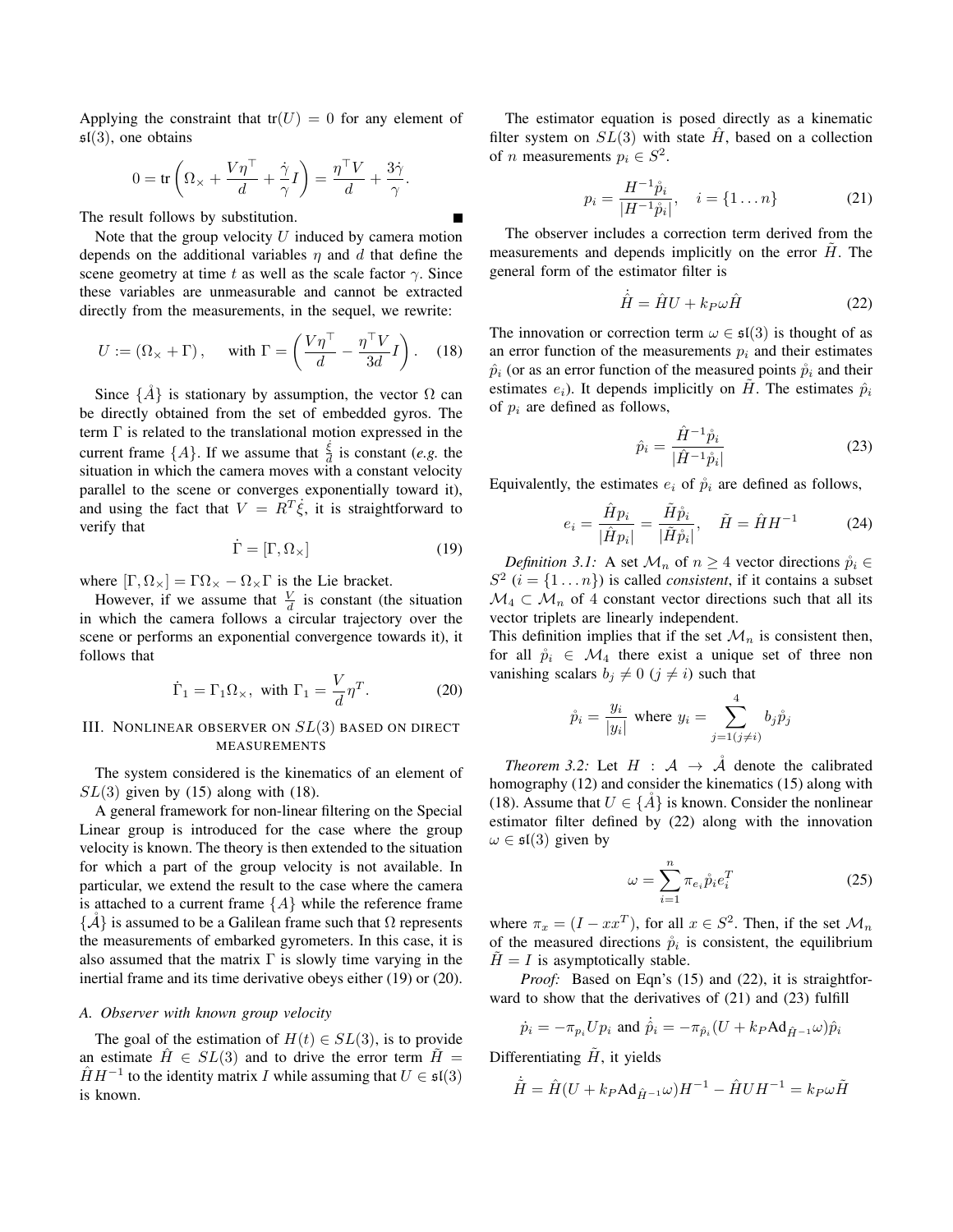Applying the constraint that $\text{tr}(U) = 0$ for any element of $\mathfrak{sl}(3)$, one obtains

$$0 = \text{tr}\left(\Omega_\times + \frac{V\eta^\top}{d} + \frac{\dot{\gamma}}{\gamma}I\right) = \frac{\eta^\top V}{d} + \frac{3\dot{\gamma}}{\gamma}.$$

The result follows by substitution. ■

Note that the group velocity $U$ induced by camera motion depends on the additional variables $\eta$ and $d$ that define the scene geometry at time $t$ as well as the scale factor $\gamma$. Since these variables are unmeasurable and cannot be extracted directly from the measurements, in the sequel, we rewrite:

$$U := (\Omega_\times + \Gamma), \quad \text{with } \Gamma = \left(\frac{V\eta^\top}{d} - \frac{\eta^\top V}{3d}I\right). \tag{18}$$

Since $\{\mathring{A}\}$ is stationary by assumption, the vector $\Omega$ can be directly obtained from the set of embedded gyros. The term $\Gamma$ is related to the translational motion expressed in the current frame $\{A\}$. If we assume that $\frac{\dot{\xi}}{d}$ is constant (*e.g.* the situation in which the camera moves with a constant velocity parallel to the scene or converges exponentially toward it), and using the fact that $V = R^T\dot{\xi}$, it is straightforward to verify that

$$\dot{\Gamma} = [\Gamma, \Omega_\times] \tag{19}$$

where $[\Gamma, \Omega_\times] = \Gamma\Omega_\times - \Omega_\times\Gamma$ is the Lie bracket.

However, if we assume that $\frac{V}{d}$ is constant (the situation in which the camera follows a circular trajectory over the scene or performs an exponential convergence towards it), it follows that

$$\dot{\Gamma}_1 = \Gamma_1\Omega_\times, \text{ with } \Gamma_1 = \frac{V}{d}\eta^T. \tag{20}$$

## III. Nonlinear observer on $SL(3)$ based on direct measurements

The system considered is the kinematics of an element of $SL(3)$ given by (15) along with (18).

A general framework for non-linear filtering on the Special Linear group is introduced for the case where the group velocity is known. The theory is then extended to the situation for which a part of the group velocity is not available. In particular, we extend the result to the case where the camera is attached to a current frame $\{A\}$ while the reference frame $\{\mathring{A}\}$ is assumed to be a Galilean frame such that $\Omega$ represents the measurements of embarked gyrometers. In this case, it is also assumed that the matrix $\Gamma$ is slowly time varying in the inertial frame and its time derivative obeys either (19) or (20).

### A. Observer with known group velocity

The goal of the estimation of $H(t) \in SL(3)$, is to provide an estimate $\hat{H} \in SL(3)$ and to drive the error term $\tilde{H} = \hat{H}H^{-1}$ to the identity matrix $I$ while assuming that $U \in \mathfrak{sl}(3)$ is known.

The estimator equation is posed directly as a kinematic filter system on $SL(3)$ with state $\hat{H}$, based on a collection of $n$ measurements $p_i \in S^2$.

$$p_i = \frac{H^{-1}\mathring{p}_i}{|H^{-1}\mathring{p}_i|}, \quad i = \{1\dots n\} \tag{21}$$

The observer includes a correction term derived from the measurements and depends implicitly on the error $\tilde{H}$. The general form of the estimator filter is

$$\dot{\hat{H}} = \hat{H}U + k_P\omega\hat{H} \tag{22}$$

The innovation or correction term $\omega \in \mathfrak{sl}(3)$ is thought of as an error function of the measurements $p_i$ and their estimates $\hat{p}_i$ (or as an error function of the measured points $\mathring{p}_i$ and their estimates $e_i$). It depends implicitly on $\tilde{H}$. The estimates $\hat{p}_i$ of $p_i$ are defined as follows,

$$\hat{p}_i = \frac{\hat{H}^{-1}\mathring{p}_i}{|\hat{H}^{-1}\mathring{p}_i|} \tag{23}$$

Equivalently, the estimates $e_i$ of $\mathring{p}_i$ are defined as follows,

$$e_i = \frac{\hat{H}p_i}{|\hat{H}p_i|} = \frac{\tilde{H}\mathring{p}_i}{|\tilde{H}\mathring{p}_i|}, \quad \tilde{H} = \hat{H}H^{-1} \tag{24}$$

*Definition 3.1:* A set $\mathcal{M}_n$ of $n \geq 4$ vector directions $\mathring{p}_i \in S^2$ $(i = \{1\dots n\})$ is called *consistent*, if it contains a subset $\mathcal{M}_4 \subset \mathcal{M}_n$ of 4 constant vector directions such that all its vector triplets are linearly independent.

This definition implies that if the set $\mathcal{M}_n$ is consistent then, for all $\mathring{p}_i \in \mathcal{M}_4$ there exist a unique set of three non vanishing scalars $b_j \neq 0$ $(j \neq i)$ such that

$$\mathring{p}_i = \frac{y_i}{|y_i|} \text{ where } y_i = \sum_{j=1(j\neq i)}^{4} b_j\mathring{p}_j$$

*Theorem 3.2:* Let $H : \mathcal{A} \to \mathring{\mathcal{A}}$ denote the calibrated homography (12) and consider the kinematics (15) along with (18). Assume that $U \in \{\mathring{A}\}$ is known. Consider the nonlinear estimator filter defined by (22) along with the innovation $\omega \in \mathfrak{sl}(3)$ given by

$$\omega = \sum_{i=1}^{n} \pi_{e_i}\mathring{p}_i e_i^T \tag{25}$$

where $\pi_x = (I - xx^T)$, for all $x \in S^2$. Then, if the set $\mathcal{M}_n$ of the measured directions $\mathring{p}_i$ is consistent, the equilibrium $\tilde{H} = I$ is asymptotically stable.

*Proof:* Based on Eqn's (15) and (22), it is straightforward to show that the derivatives of (21) and (23) fulfill

$$\dot{p}_i = -\pi_{p_i}Up_i \text{ and } \dot{\hat{p}}_i = -\pi_{\hat{p}_i}(U + k_P\text{Ad}_{\hat{H}^{-1}}\omega)\hat{p}_i$$

Differentiating $\tilde{H}$, it yields

$$\dot{\tilde{H}} = \hat{H}(U + k_P\text{Ad}_{\hat{H}^{-1}}\omega)H^{-1} - \hat{H}UH^{-1} = k_P\omega\tilde{H}$$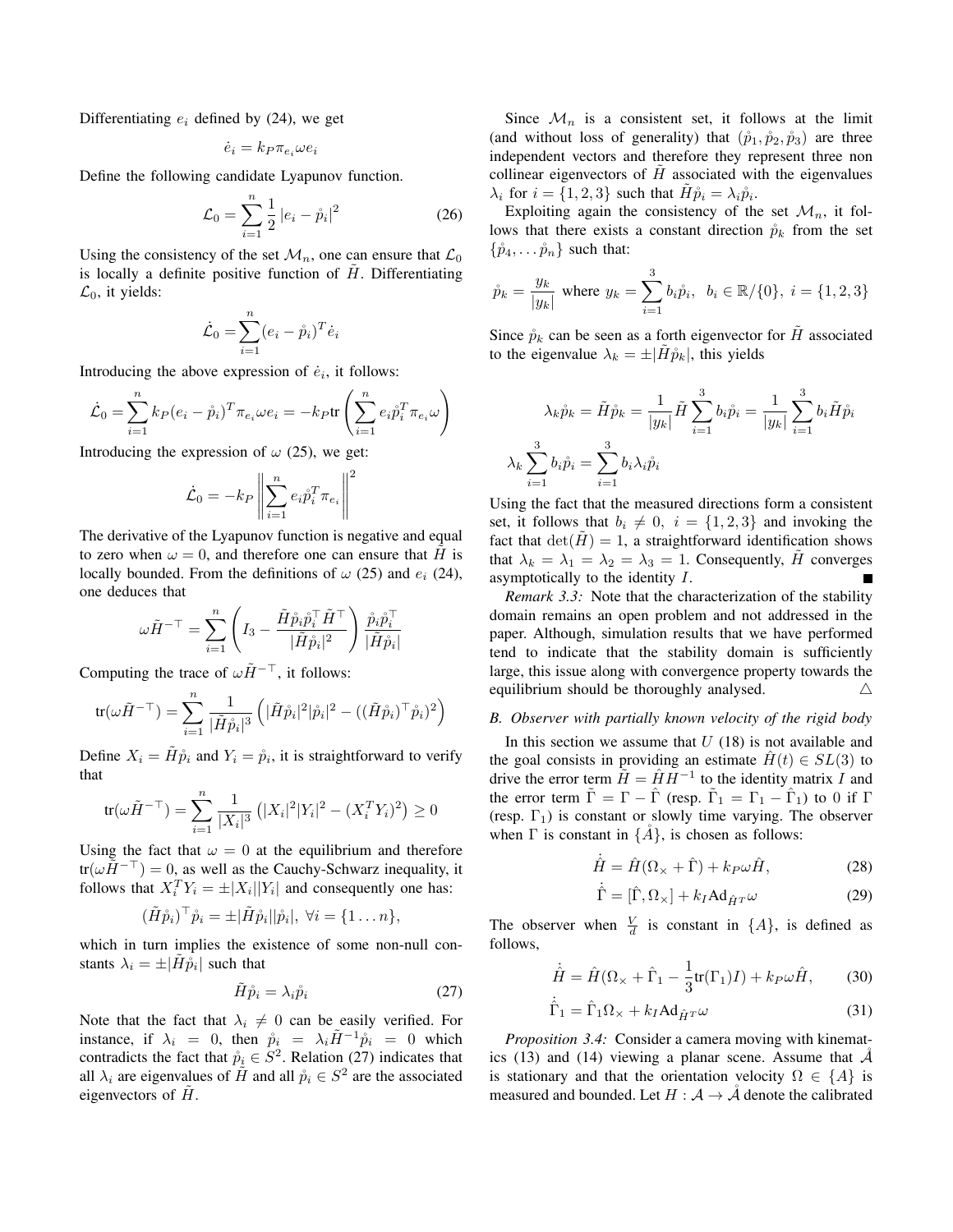Differentiating $e_i$ defined by (24), we get

$$\dot{e}_i = k_P \pi_{e_i} \omega e_i$$

Define the following candidate Lyapunov function.

$$\mathcal{L}_0 = \sum_{i=1}^{n} \frac{1}{2} |e_i - \mathring{p}_i|^2 \tag{26}$$

Using the consistency of the set $\mathcal{M}_n$, one can ensure that $\mathcal{L}_0$ is locally a definite positive function of $\tilde{H}$. Differentiating $\mathcal{L}_0$, it yields:

$$\dot{\mathcal{L}}_0 = \sum_{i=1}^{n} (e_i - \mathring{p}_i)^T \dot{e}_i$$

Introducing the above expression of $\dot{e}_i$, it follows:

$$\dot{\mathcal{L}}_0 = \sum_{i=1}^{n} k_P (e_i - \mathring{p}_i)^T \pi_{e_i} \omega e_i = -k_P \mathrm{tr}\left( \sum_{i=1}^{n} e_i \mathring{p}_i^T \pi_{e_i} \omega \right)$$

Introducing the expression of $\omega$ (25), we get:

$$\dot{\mathcal{L}}_0 = -k_P \left\| \sum_{i=1}^{n} e_i \mathring{p}_i^T \pi_{e_i} \right\|^2$$

The derivative of the Lyapunov function is negative and equal to zero when $\omega = 0$, and therefore one can ensure that $\tilde{H}$ is locally bounded. From the definitions of $\omega$ (25) and $e_i$ (24), one deduces that

$$\omega \tilde{H}^{-\top} = \sum_{i=1}^{n} \left( I_3 - \frac{\tilde{H} \mathring{p}_i \mathring{p}_i^\top \tilde{H}^\top}{|\tilde{H} \mathring{p}_i|^2} \right) \frac{\mathring{p}_i \mathring{p}_i^\top}{|\tilde{H} \mathring{p}_i|}$$

Computing the trace of $\omega \tilde{H}^{-\top}$, it follows:

$$\mathrm{tr}(\omega \tilde{H}^{-\top}) = \sum_{i=1}^{n} \frac{1}{|\tilde{H} \mathring{p}_i|^3} \left( |\tilde{H} \mathring{p}_i|^2 |\mathring{p}_i|^2 - ((\tilde{H} \mathring{p}_i)^\top \mathring{p}_i)^2 \right)$$

Define $X_i = \tilde{H} \mathring{p}_i$ and $Y_i = \mathring{p}_i$, it is straightforward to verify that

$$\mathrm{tr}(\omega \tilde{H}^{-\top}) = \sum_{i=1}^{n} \frac{1}{|X_i|^3} \left( |X_i|^2 |Y_i|^2 - (X_i^T Y_i)^2 \right) \geq 0$$

Using the fact that $\omega = 0$ at the equilibrium and therefore $\mathrm{tr}(\omega \tilde{H}^{-\top}) = 0$, as well as the Cauchy-Schwarz inequality, it follows that $X_i^T Y_i = \pm |X_i||Y_i|$ and consequently one has:

$$(\tilde{H} \mathring{p}_i)^\top \mathring{p}_i = \pm |\tilde{H} \mathring{p}_i||\mathring{p}_i|, \ \forall i = \{1 \dots n\},$$

which in turn implies the existence of some non-null constants $\lambda_i = \pm |\tilde{H} \mathring{p}_i|$ such that

$$\tilde{H} \mathring{p}_i = \lambda_i \mathring{p}_i \tag{27}$$

Note that the fact that $\lambda_i \neq 0$ can be easily verified. For instance, if $\lambda_i = 0$, then $\mathring{p}_i = \lambda_i \tilde{H}^{-1} \mathring{p}_i = 0$ which contradicts the fact that $\mathring{p}_i \in S^2$. Relation (27) indicates that all $\lambda_i$ are eigenvalues of $\tilde{H}$ and all $\mathring{p}_i \in S^2$ are the associated eigenvectors of $\tilde{H}$.

Since $\mathcal{M}_n$ is a consistent set, it follows at the limit (and without loss of generality) that $(\mathring{p}_1, \mathring{p}_2, \mathring{p}_3)$ are three independent vectors and therefore they represent three non collinear eigenvectors of $\tilde{H}$ associated with the eigenvalues $\lambda_i$ for $i = \{1, 2, 3\}$ such that $\tilde{H} \mathring{p}_i = \lambda_i \mathring{p}_i$.

Exploiting again the consistency of the set $\mathcal{M}_n$, it follows that there exists a constant direction $\mathring{p}_k$ from the set $\{\mathring{p}_4, \dots \mathring{p}_n\}$ such that:

$$\mathring{p}_k = \frac{y_k}{|y_k|} \text{ where } y_k = \sum_{i=1}^{3} b_i \mathring{p}_i, \ \ b_i \in \mathbb{R}/\{0\}, \ i = \{1, 2, 3\}$$

Since $\mathring{p}_k$ can be seen as a forth eigenvector for $\tilde{H}$ associated to the eigenvalue $\lambda_k = \pm |\tilde{H} \mathring{p}_k|$, this yields

$$\lambda_k \mathring{p}_k = \tilde{H} \mathring{p}_k = \frac{1}{|y_k|} \tilde{H} \sum_{i=1}^{3} b_i \mathring{p}_i = \frac{1}{|y_k|} \sum_{i=1}^{3} b_i \tilde{H} \mathring{p}_i$$

$$\lambda_k \sum_{i=1}^{3} b_i \mathring{p}_i = \sum_{i=1}^{3} b_i \lambda_i \mathring{p}_i$$

Using the fact that the measured directions form a consistent set, it follows that $b_i \neq 0, \ i = \{1, 2, 3\}$ and invoking the fact that $\det(\tilde{H}) = 1$, a straightforward identification shows that $\lambda_k = \lambda_1 = \lambda_2 = \lambda_3 = 1$. Consequently, $\tilde{H}$ converges asymptotically to the identity $I$. ∎

*Remark 3.3:* Note that the characterization of the stability domain remains an open problem and not addressed in the paper. Although, simulation results that we have performed tend to indicate that the stability domain is sufficiently large, this issue along with convergence property towards the equilibrium should be thoroughly analysed. △

### B. Observer with partially known velocity of the rigid body

In this section we assume that $U$ (18) is not available and the goal consists in providing an estimate $\hat{H}(t) \in SL(3)$ to drive the error term $\tilde{H} = \hat{H} H^{-1}$ to the identity matrix $I$ and the error term $\tilde{\Gamma} = \Gamma - \hat{\Gamma}$ (resp. $\tilde{\Gamma}_1 = \Gamma_1 - \hat{\Gamma}_1$) to 0 if $\Gamma$ (resp. $\Gamma_1$) is constant or slowly time varying. The observer when $\Gamma$ is constant in $\{\mathring{A}\}$, is chosen as follows:

$$\dot{\hat{H}} = \hat{H}(\Omega_\times + \hat{\Gamma}) + k_P \omega \hat{H}, \tag{28}$$

$$\dot{\hat{\Gamma}} = [\hat{\Gamma}, \Omega_\times] + k_I \mathrm{Ad}_{\hat{H}^T} \omega \tag{29}$$

The observer when $\frac{V}{d}$ is constant in $\{A\}$, is defined as follows,

$$\dot{\hat{H}} = \hat{H}(\Omega_\times + \hat{\Gamma}_1 - \frac{1}{3}\mathrm{tr}(\Gamma_1) I) + k_P \omega \hat{H}, \tag{30}$$

$$\dot{\hat{\Gamma}}_1 = \hat{\Gamma}_1 \Omega_\times + k_I \mathrm{Ad}_{\hat{H}^T} \omega \tag{31}$$

*Proposition 3.4:* Consider a camera moving with kinematics (13) and (14) viewing a planar scene. Assume that $\mathring{A}$ is stationary and that the orientation velocity $\Omega \in \{A\}$ is measured and bounded. Let $H : \mathcal{A} \rightarrow \mathring{\mathcal{A}}$ denote the calibrated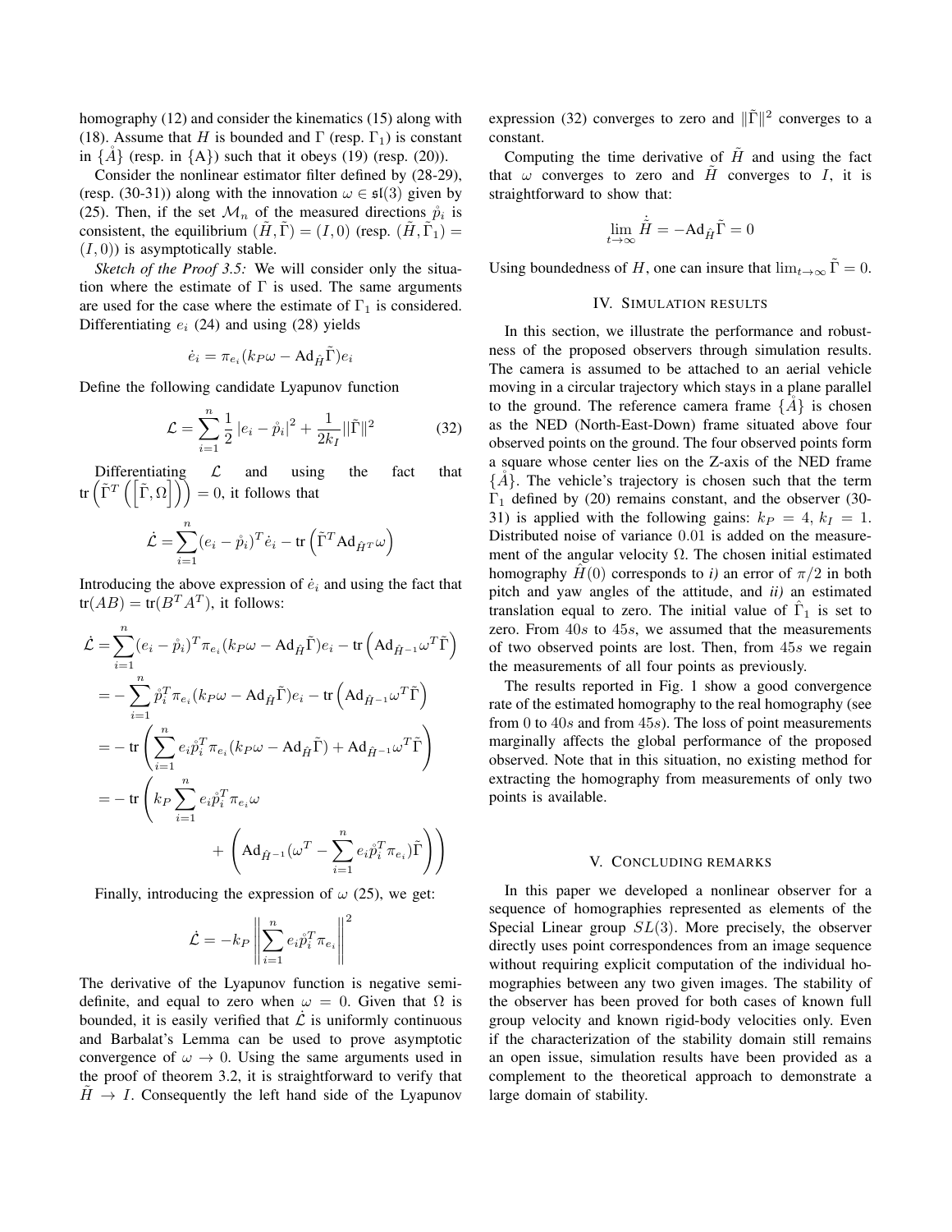homography (12) and consider the kinematics (15) along with (18). Assume that $H$ is bounded and $\Gamma$ (resp. $\Gamma_1$) is constant in $\{\mathring{A}\}$ (resp. in $\{A\}$) such that it obeys (19) (resp. (20)).

Consider the nonlinear estimator filter defined by (28-29), (resp. (30-31)) along with the innovation $\omega \in \mathfrak{sl}(3)$ given by (25). Then, if the set $\mathcal{M}_n$ of the measured directions $\mathring{p}_i$ is consistent, the equilibrium $(\tilde{H}, \tilde{\Gamma}) = (I, 0)$ (resp. $(\tilde{H}, \tilde{\Gamma}_1) = (I, 0)$) is asymptotically stable.

*Sketch of the Proof 3.5:* We will consider only the situation where the estimate of $\Gamma$ is used. The same arguments are used for the case where the estimate of $\Gamma_1$ is considered. Differentiating $e_i$ (24) and using (28) yields

$$\dot{e}_i = \pi_{e_i}(k_P\omega - \mathrm{Ad}_{\hat{H}}\tilde{\Gamma})e_i$$

Define the following candidate Lyapunov function

$$\mathcal{L} = \sum_{i=1}^{n} \frac{1}{2}\left|e_i - \mathring{p}_i\right|^2 + \frac{1}{2k_I}\|\tilde{\Gamma}\|^2 \tag{32}$$

Differentiating $\mathcal{L}$ and using the fact that $\mathrm{tr}\left(\tilde{\Gamma}^T\left(\left[\tilde{\Gamma}, \Omega\right]\right)\right) = 0$, it follows that

$$\dot{\mathcal{L}} = \sum_{i=1}^{n}(e_i - \mathring{p}_i)^T\dot{e}_i - \mathrm{tr}\left(\tilde{\Gamma}^T\mathrm{Ad}_{\hat{H}^T}\omega\right)$$

Introducing the above expression of $\dot{e}_i$ and using the fact that $\mathrm{tr}(AB) = \mathrm{tr}(B^TA^T)$, it follows:

$$\begin{aligned}
\dot{\mathcal{L}} &= \sum_{i=1}^{n}(e_i - \mathring{p}_i)^T\pi_{e_i}(k_P\omega - \mathrm{Ad}_{\hat{H}}\tilde{\Gamma})e_i - \mathrm{tr}\left(\mathrm{Ad}_{\hat{H}^{-1}}\omega^T\tilde{\Gamma}\right) \\
&= -\sum_{i=1}^{n}\mathring{p}_i^T\pi_{e_i}(k_P\omega - \mathrm{Ad}_{\hat{H}}\tilde{\Gamma})e_i - \mathrm{tr}\left(\mathrm{Ad}_{\hat{H}^{-1}}\omega^T\tilde{\Gamma}\right) \\
&= -\,\mathrm{tr}\left(\sum_{i=1}^{n}e_i\mathring{p}_i^T\pi_{e_i}(k_P\omega - \mathrm{Ad}_{\hat{H}}\tilde{\Gamma}) + \mathrm{Ad}_{\hat{H}^{-1}}\omega^T\tilde{\Gamma}\right) \\
&= -\,\mathrm{tr}\left(k_P\sum_{i=1}^{n}e_i\mathring{p}_i^T\pi_{e_i}\omega \right. \\
&\qquad\qquad \left. + \left(\mathrm{Ad}_{\hat{H}^{-1}}(\omega^T - \sum_{i=1}^{n}e_i\mathring{p}_i^T\pi_{e_i})\tilde{\Gamma}\right)\right)
\end{aligned}$$

Finally, introducing the expression of $\omega$ (25), we get:

$$\dot{\mathcal{L}} = -k_P\left\|\sum_{i=1}^{n}e_i\mathring{p}_i^T\pi_{e_i}\right\|^2$$

The derivative of the Lyapunov function is negative semi-definite, and equal to zero when $\omega = 0$. Given that $\Omega$ is bounded, it is easily verified that $\dot{\mathcal{L}}$ is uniformly continuous and Barbalat's Lemma can be used to prove asymptotic convergence of $\omega \to 0$. Using the same arguments used in the proof of theorem 3.2, it is straightforward to verify that $\tilde{H} \to I$. Consequently the left hand side of the Lyapunov expression (32) converges to zero and $\|\tilde{\Gamma}\|^2$ converges to a constant.

Computing the time derivative of $\tilde{H}$ and using the fact that $\omega$ converges to zero and $\tilde{H}$ converges to $I$, it is straightforward to show that:

$$\lim_{t\to\infty}\dot{\tilde{H}} = -\mathrm{Ad}_{\hat{H}}\tilde{\Gamma} = 0$$

Using boundedness of $H$, one can insure that $\lim_{t\to\infty}\tilde{\Gamma} = 0$.

## IV. Simulation results

In this section, we illustrate the performance and robustness of the proposed observers through simulation results. The camera is assumed to be attached to an aerial vehicle moving in a circular trajectory which stays in a plane parallel to the ground. The reference camera frame $\{\mathring{A}\}$ is chosen as the NED (North-East-Down) frame situated above four observed points on the ground. The four observed points form a square whose center lies on the Z-axis of the NED frame $\{\mathring{A}\}$. The vehicle's trajectory is chosen such that the term $\Gamma_1$ defined by (20) remains constant, and the observer (30-31) is applied with the following gains: $k_P = 4$, $k_I = 1$. Distributed noise of variance $0.01$ is added on the measurement of the angular velocity $\Omega$. The chosen initial estimated homography $\hat{H}(0)$ corresponds to *i)* an error of $\pi/2$ in both pitch and yaw angles of the attitude, and *ii)* an estimated translation equal to zero. The initial value of $\hat{\Gamma}_1$ is set to zero. From $40s$ to $45s$, we assumed that the measurements of two observed points are lost. Then, from $45s$ we regain the measurements of all four points as previously.

The results reported in Fig. 1 show a good convergence rate of the estimated homography to the real homography (see from 0 to $40s$ and from $45s$). The loss of point measurements marginally affects the global performance of the proposed observed. Note that in this situation, no existing method for extracting the homography from measurements of only two points is available.

## V. Concluding remarks

In this paper we developed a nonlinear observer for a sequence of homographies represented as elements of the Special Linear group $SL(3)$. More precisely, the observer directly uses point correspondences from an image sequence without requiring explicit computation of the individual homographies between any two given images. The stability of the observer has been proved for both cases of known full group velocity and known rigid-body velocities only. Even if the characterization of the stability domain still remains an open issue, simulation results have been provided as a complement to the theoretical approach to demonstrate a large domain of stability.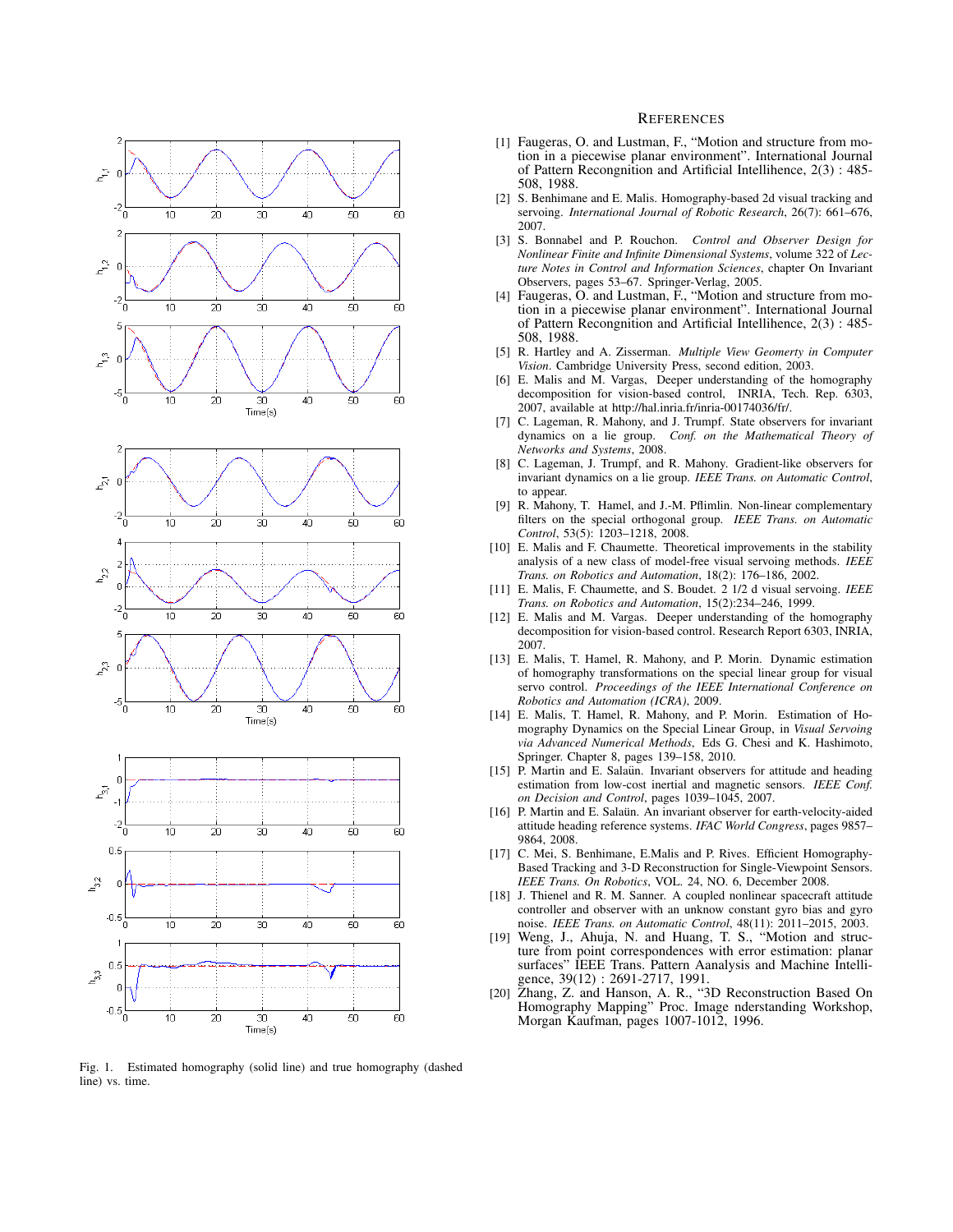$h_{1,1}$

2
0
-2
0 10 20 30 40 50 60

$h_{1,2}$

2
0
-2
0 10 20 30 40 50 60

$h_{1,3}$

5
0
-5
0 10 20 30 40 50 60
Time(s)

$h_{2,1}$

2
0
-2
0 10 20 30 40 50 60

$h_{2,2}$

4
2
0
-2
0 10 20 30 40 50 60

$h_{2,3}$

5
0
-5
0 10 20 30 40 50 60
Time(s)

$h_{3,1}$

1
0
-1
-2
0 10 20 30 40 50 60

$h_{3,2}$

0.5
0
-0.5
0 10 20 30 40 50 60

$h_{3,3}$

1
0.5
0
-0.5
0 10 20 30 40 50 60
Time(s)

Fig. 1. Estimated homography (solid line) and true homography (dashed line) vs. time.

## REFERENCES

[1] Faugeras, O. and Lustman, F., "Motion and structure from motion in a piecewise planar environment". International Journal of Pattern Recognition and Artificial Intellihence, 2(3) : 485-508, 1988.

[2] S. Benhimane and E. Malis. Homography-based 2d visual tracking and servoing. *International Journal of Robotic Research*, 26(7): 661–676, 2007.

[3] S. Bonnabel and P. Rouchon. *Control and Observer Design for Nonlinear Finite and Infinite Dimensional Systems*, volume 322 of *Lecture Notes in Control and Information Sciences*, chapter On Invariant Observers, pages 53–67. Springer-Verlag, 2005.

[4] Faugeras, O. and Lustman, F., "Motion and structure from motion in a piecewise planar environment". International Journal of Pattern Recognition and Artificial Intellihence, 2(3) : 485-508, 1988.

[5] R. Hartley and A. Zisserman. *Multiple View Geomerty in Computer Vision*. Cambridge University Press, second edition, 2003.

[6] E. Malis and M. Vargas, Deeper understanding of the homography decomposition for vision-based control, INRIA, Tech. Rep. 6303, 2007, available at http://hal.inria.fr/inria-00174036/fr/.

[7] C. Lageman, R. Mahony, and J. Trumpf. State observers for invariant dynamics on a lie group. *Conf. on the Mathematical Theory of Networks and Systems*, 2008.

[8] C. Lageman, J. Trumpf, and R. Mahony. Gradient-like observers for invariant dynamics on a lie group. *IEEE Trans. on Automatic Control*, to appear.

[9] R. Mahony, T. Hamel, and J.-M. Pflimlin. Non-linear complementary filters on the special orthogonal group. *IEEE Trans. on Automatic Control*, 53(5): 1203–1218, 2008.

[10] E. Malis and F. Chaumette. Theoretical improvements in the stability analysis of a new class of model-free visual servoing methods. *IEEE Trans. on Robotics and Automation*, 18(2): 176–186, 2002.

[11] E. Malis, F. Chaumette, and S. Boudet. 2 1/2 d visual servoing. *IEEE Trans. on Robotics and Automation*, 15(2):234–246, 1999.

[12] E. Malis and M. Vargas. Deeper understanding of the homography decomposition for vision-based control. Research Report 6303, INRIA, 2007.

[13] E. Malis, T. Hamel, R. Mahony, and P. Morin. Dynamic estimation of homography transformations on the special linear group for visual servo control. *Proceedings of the IEEE International Conference on Robotics and Automation (ICRA)*, 2009.

[14] E. Malis, T. Hamel, R. Mahony, and P. Morin. Estimation of Homography Dynamics on the Special Linear Group, in *Visual Servoing via Advanced Numerical Methods*, Eds G. Chesi and K. Hashimoto, Springer. Chapter 8, pages 139–158, 2010.

[15] P. Martin and E. Salaün. Invariant observers for attitude and heading estimation from low-cost inertial and magnetic sensors. *IEEE Conf. on Decision and Control*, pages 1039–1045, 2007.

[16] P. Martin and E. Salaün. An invariant observer for earth-velocity-aided attitude heading reference systems. *IFAC World Congress*, pages 9857–9864, 2008.

[17] C. Mei, S. Benhimane, E.Malis and P. Rives. Efficient Homography-Based Tracking and 3-D Reconstruction for Single-Viewpoint Sensors. *IEEE Trans. On Robotics*, VOL. 24, NO. 6, December 2008.

[18] J. Thienel and R. M. Sanner. A coupled nonlinear spacecraft attitude controller and observer with an unknow constant gyro bias and gyro noise. *IEEE Trans. on Automatic Control*, 48(11): 2011–2015, 2003.

[19] Weng, J., Ahuja, N. and Huang, T. S., "Motion and structure from point correspondences with error estimation: planar surfaces" IEEE Trans. Pattern Aanalysis and Machine Intelligence, 39(12) : 2691-2717, 1991.

[20] Zhang, Z. and Hanson, A. R., "3D Reconstruction Based On Homography Mapping" Proc. Image nderstanding Workshop, Morgan Kaufman, pages 1007-1012, 1996.